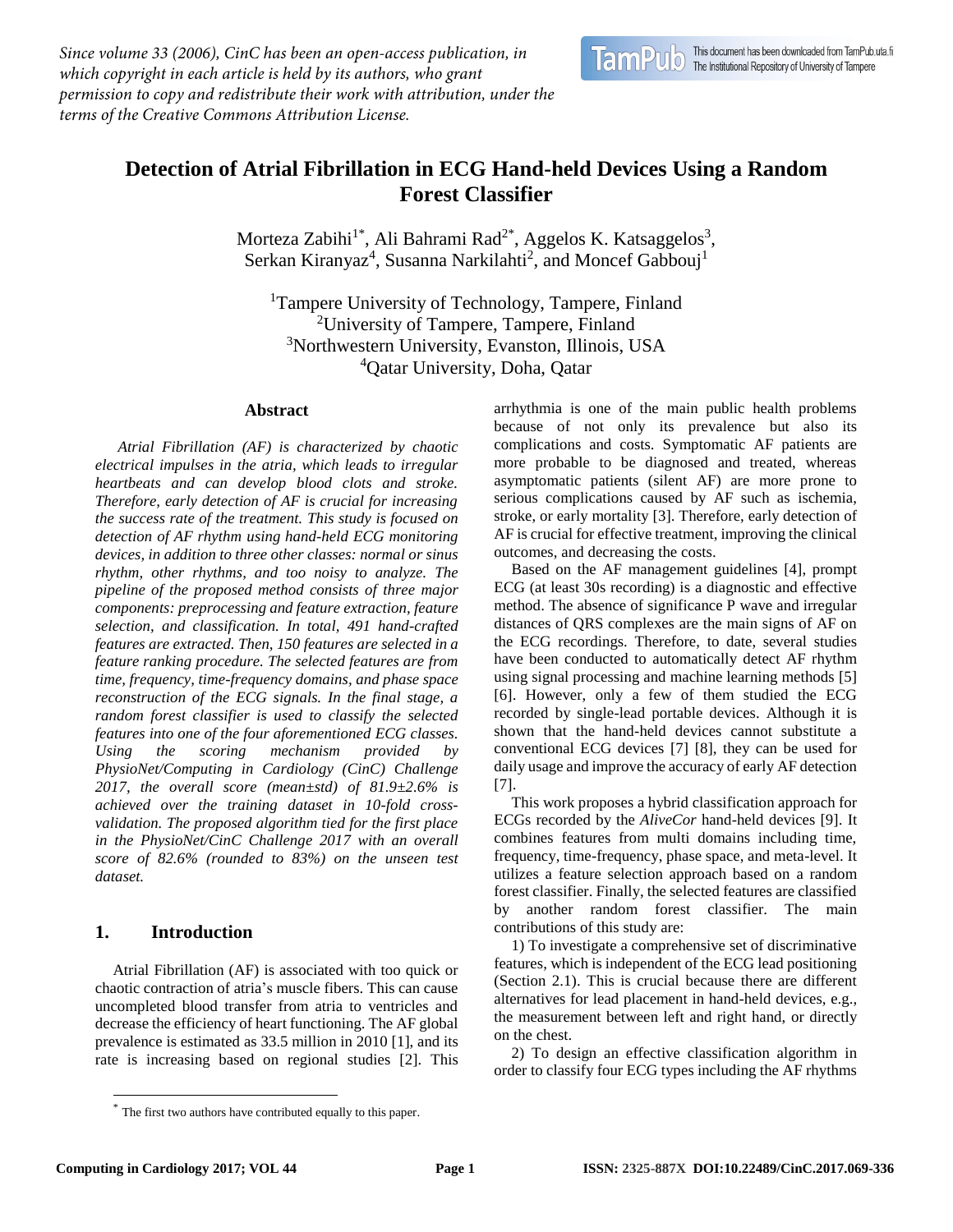*Since volume 33 (2006), CinC has been an open-access publication, in which copyright in each article is held by its authors, who grant permission to copy and redistribute their work with attribution, under the terms of the Creative Commons Attribution License.*

# Detection of Atrial Fibrillation in ECG Hand-held Devices Using a Random Forest Classifier

Morteza Zabihi[1*], Ali Bahrami Rad[2*], Aggelos K. Katsaggelos[3], Serkan Kiranyaz[4], Susanna Narkilahti[2], and Moncef Gabbouj[1]

[1]Tampere University of Technology, Tampere, Finland
[2]University of Tampere, Tampere, Finland
[3]Northwestern University, Evanston, Illinois, USA
[4]Qatar University, Doha, Qatar

## Abstract

*Atrial Fibrillation (AF) is characterized by chaotic electrical impulses in the atria, which leads to irregular heartbeats and can develop blood clots and stroke. Therefore, early detection of AF is crucial for increasing the success rate of the treatment. This study is focused on detection of AF rhythm using hand-held ECG monitoring devices, in addition to three other classes: normal or sinus rhythm, other rhythms, and too noisy to analyze. The pipeline of the proposed method consists of three major components: preprocessing and feature extraction, feature selection, and classification. In total, 491 hand-crafted features are extracted. Then, 150 features are selected in a feature ranking procedure. The selected features are from time, frequency, time-frequency domains, and phase space reconstruction of the ECG signals. In the final stage, a random forest classifier is used to classify the selected features into one of the four aforementioned ECG classes. Using the scoring mechanism provided by PhysioNet/Computing in Cardiology (CinC) Challenge 2017, the overall score (mean±std) of 81.9±2.6% is achieved over the training dataset in 10-fold cross-validation. The proposed algorithm tied for the first place in the PhysioNet/CinC Challenge 2017 with an overall score of 82.6% (rounded to 83%) on the unseen test dataset.*

## 1. Introduction

Atrial Fibrillation (AF) is associated with too quick or chaotic contraction of atria's muscle fibers. This can cause uncompleted blood transfer from atria to ventricles and decrease the efficiency of heart functioning. The AF global prevalence is estimated as 33.5 million in 2010 [1], and its rate is increasing based on regional studies [2]. This arrhythmia is one of the main public health problems because of not only its prevalence but also its complications and costs. Symptomatic AF patients are more probable to be diagnosed and treated, whereas asymptomatic patients (silent AF) are more prone to serious complications caused by AF such as ischemia, stroke, or early mortality [3]. Therefore, early detection of AF is crucial for effective treatment, improving the clinical outcomes, and decreasing the costs.

Based on the AF management guidelines [4], prompt ECG (at least 30s recording) is a diagnostic and effective method. The absence of significance P wave and irregular distances of QRS complexes are the main signs of AF on the ECG recordings. Therefore, to date, several studies have been conducted to automatically detect AF rhythm using signal processing and machine learning methods [5] [6]. However, only a few of them studied the ECG recorded by single-lead portable devices. Although it is shown that the hand-held devices cannot substitute a conventional ECG devices [7] [8], they can be used for daily usage and improve the accuracy of early AF detection [7].

This work proposes a hybrid classification approach for ECGs recorded by the *AliveCor* hand-held devices [9]. It combines features from multi domains including time, frequency, time-frequency, phase space, and meta-level. It utilizes a feature selection approach based on a random forest classifier. Finally, the selected features are classified by another random forest classifier. The main contributions of this study are:

1) To investigate a comprehensive set of discriminative features, which is independent of the ECG lead positioning (Section 2.1). This is crucial because there are different alternatives for lead placement in hand-held devices, e.g., the measurement between left and right hand, or directly on the chest.

2) To design an effective classification algorithm in order to classify four ECG types including the AF rhythms

* The first two authors have contributed equally to this paper.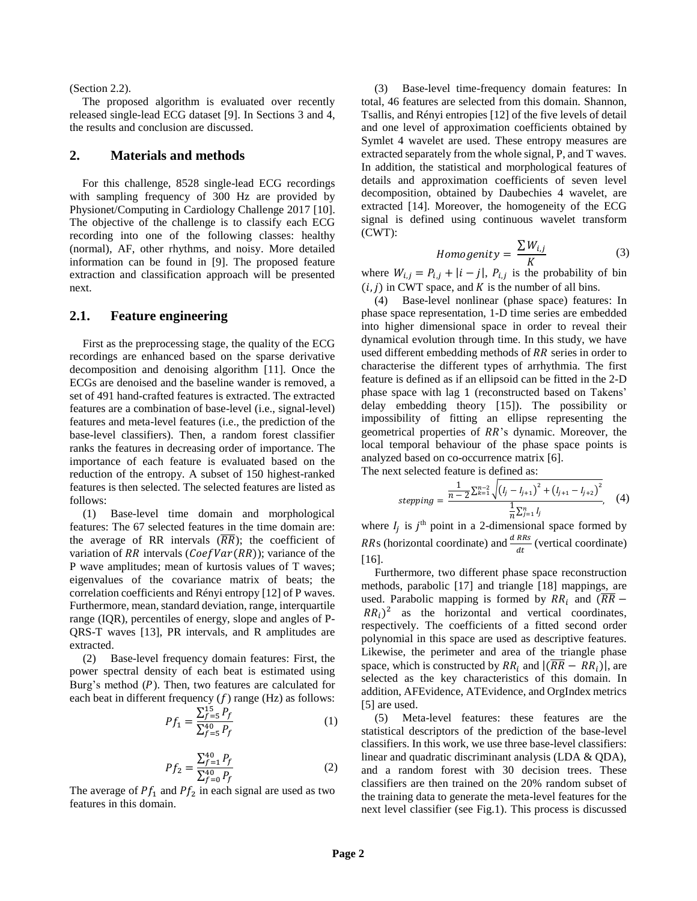(Section 2.2).

The proposed algorithm is evaluated over recently released single-lead ECG dataset [9]. In Sections 3 and 4, the results and conclusion are discussed.

## 2. Materials and methods

For this challenge, 8528 single-lead ECG recordings with sampling frequency of 300 Hz are provided by Physionet/Computing in Cardiology Challenge 2017 [10]. The objective of the challenge is to classify each ECG recording into one of the following classes: healthy (normal), AF, other rhythms, and noisy. More detailed information can be found in [9]. The proposed feature extraction and classification approach will be presented next.

### 2.1. Feature engineering

First as the preprocessing stage, the quality of the ECG recordings are enhanced based on the sparse derivative decomposition and denoising algorithm [11]. Once the ECGs are denoised and the baseline wander is removed, a set of 491 hand-crafted features is extracted. The extracted features are a combination of base-level (i.e., signal-level) features and meta-level features (i.e., the prediction of the base-level classifiers). Then, a random forest classifier ranks the features in decreasing order of importance. The importance of each feature is evaluated based on the reduction of the entropy. A subset of 150 highest-ranked features is then selected. The selected features are listed as follows:

(1) Base-level time domain and morphological features: The 67 selected features in the time domain are: the average of RR intervals ($\overline{RR}$); the coefficient of variation of $RR$ intervals ($CoefVar(RR)$); variance of the P wave amplitudes; mean of kurtosis values of T waves; eigenvalues of the covariance matrix of beats; the correlation coefficients and Rényi entropy [12] of P waves. Furthermore, mean, standard deviation, range, interquartile range (IQR), percentiles of energy, slope and angles of P-QRS-T waves [13], PR intervals, and R amplitudes are extracted.

(2) Base-level frequency domain features: First, the power spectral density of each beat is estimated using Burg's method ($P$). Then, two features are calculated for each beat in different frequency ($f$) range (Hz) as follows:

$$Pf_1 = \frac{\sum_{f=5}^{15} P_f}{\sum_{f=5}^{40} P_f} \quad (1)$$

$$Pf_2 = \frac{\sum_{f=1}^{40} P_f}{\sum_{f=0}^{40} P_f} \quad (2)$$

The average of $Pf_1$ and $Pf_2$ in each signal are used as two features in this domain.

(3) Base-level time-frequency domain features: In total, 46 features are selected from this domain. Shannon, Tsallis, and Rényi entropies [12] of the five levels of detail and one level of approximation coefficients obtained by Symlet 4 wavelet are used. These entropy measures are extracted separately from the whole signal, P, and T waves. In addition, the statistical and morphological features of details and approximation coefficients of seven level decomposition, obtained by Daubechies 4 wavelet, are extracted [14]. Moreover, the homogeneity of the ECG signal is defined using continuous wavelet transform (CWT):

$$Homogenity = \frac{\sum W_{i,j}}{K} \quad (3)$$

where $W_{i,j} = P_{i,j} + |i - j|$, $P_{i,j}$ is the probability of bin $(i, j)$ in CWT space, and $K$ is the number of all bins.

(4) Base-level nonlinear (phase space) features: In phase space representation, 1-D time series are embedded into higher dimensional space in order to reveal their dynamical evolution through time. In this study, we have used different embedding methods of $RR$ series in order to characterise the different types of arrhythmia. The first feature is defined as if an ellipsoid can be fitted in the 2-D phase space with lag 1 (reconstructed based on Takens' delay embedding theory [15]). The possibility or impossibility of fitting an ellipse representing the geometrical properties of $RR$'s dynamic. Moreover, the local temporal behaviour of the phase space points is analyzed based on co-occurrence matrix [6].

The next selected feature is defined as:

$$stepping = \frac{\frac{1}{n-2}\sum_{k=1}^{n-2}\sqrt{\left(I_j - I_{j+1}\right)^2 + \left(I_{j+1} - I_{j+2}\right)^2}}{\frac{1}{n}\sum_{j=1}^{n} I_j}, \quad (4)$$

where $I_j$ is $j^{\text{th}}$ point in a 2-dimensional space formed by $RR$s (horizontal coordinate) and $\frac{d\,RRs}{dt}$ (vertical coordinate) [16].

Furthermore, two different phase space reconstruction methods, parabolic [17] and triangle [18] mappings, are used. Parabolic mapping is formed by $RR_i$ and $(\overline{RR} - RR_i)^2$ as the horizontal and vertical coordinates, respectively. The coefficients of a fitted second order polynomial in this space are used as descriptive features. Likewise, the perimeter and area of the triangle phase space, which is constructed by $RR_i$ and $|(\overline{RR} - RR_i)|$, are selected as the key characteristics of this domain. In addition, AFEvidence, ATEvidence, and OrgIndex metrics [5] are used.

(5) Meta-level features: these features are the statistical descriptors of the prediction of the base-level classifiers. In this work, we use three base-level classifiers: linear and quadratic discriminant analysis (LDA & QDA), and a random forest with 30 decision trees. These classifiers are then trained on the 20% random subset of the training data to generate the meta-level features for the next level classifier (see Fig.1). This process is discussed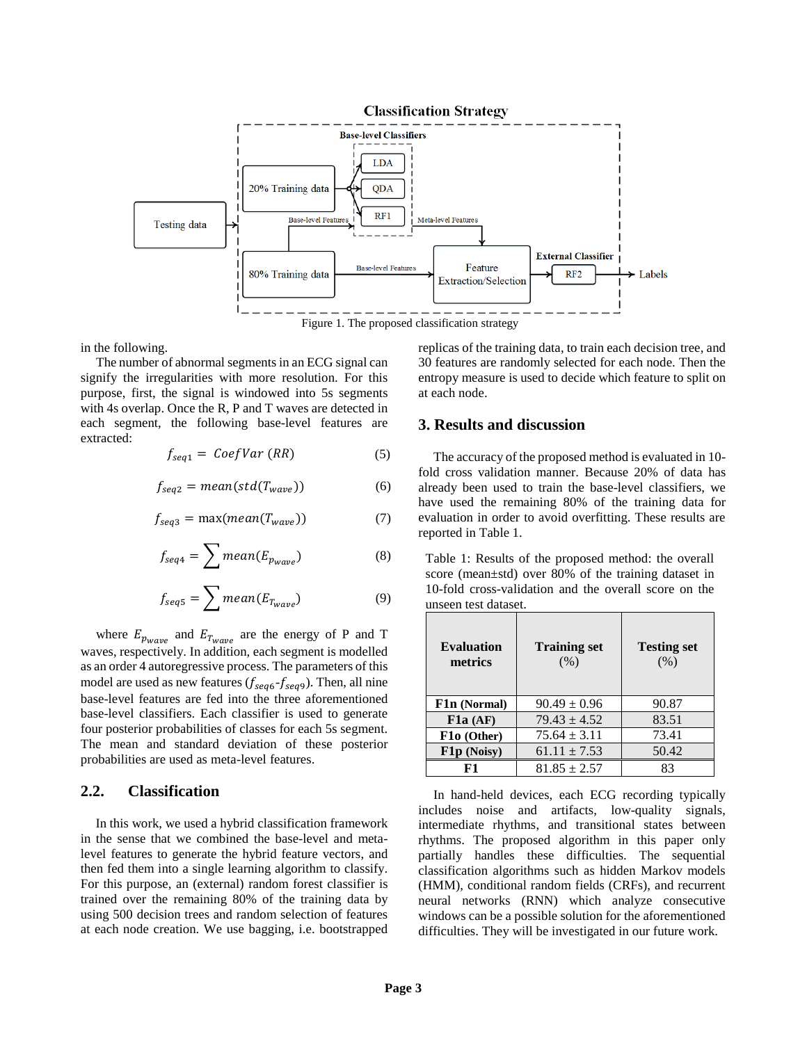Figure 1. The proposed classification strategy

in the following.

The number of abnormal segments in an ECG signal can signify the irregularities with more resolution. For this purpose, first, the signal is windowed into 5s segments with 4s overlap. Once the R, P and T waves are detected in each segment, the following base-level features are extracted:

$$f_{seq1} = CoefVar\,(RR) \tag{5}$$

$$f_{seq2} = mean(std(T_{wave})) \tag{6}$$

$$f_{seq3} = \max(mean(T_{wave})) \tag{7}$$

$$f_{seq4} = \sum mean(E_{p_{wave}}) \tag{8}$$

$$f_{seq5} = \sum mean(E_{T_{wave}}) \tag{9}$$

where $E_{p_{wave}}$ and $E_{T_{wave}}$ are the energy of P and T waves, respectively. In addition, each segment is modelled as an order 4 autoregressive process. The parameters of this model are used as new features ($f_{seq6}$-$f_{seq9}$). Then, all nine base-level features are fed into the three aforementioned base-level classifiers. Each classifier is used to generate four posterior probabilities of classes for each 5s segment. The mean and standard deviation of these posterior probabilities are used as meta-level features.

## 2.2. Classification

In this work, we used a hybrid classification framework in the sense that we combined the base-level and meta-level features to generate the hybrid feature vectors, and then fed them into a single learning algorithm to classify. For this purpose, an (external) random forest classifier is trained over the remaining 80% of the training data by using 500 decision trees and random selection of features at each node creation. We use bagging, i.e. bootstrapped replicas of the training data, to train each decision tree, and 30 features are randomly selected for each node. Then the entropy measure is used to decide which feature to split on at each node.

## 3. Results and discussion

The accuracy of the proposed method is evaluated in 10-fold cross validation manner. Because 20% of data has already been used to train the base-level classifiers, we have used the remaining 80% of the training data for evaluation in order to avoid overfitting. These results are reported in Table 1.

Table 1: Results of the proposed method: the overall score (mean±std) over 80% of the training dataset in 10-fold cross-validation and the overall score on the unseen test dataset.

| Evaluation metrics | Training set (%) | Testing set (%) |
|---|---|---|
| **F1n (Normal)** | 90.49 ± 0.96 | 90.87 |
| **F1a (AF)** | 79.43 ± 4.52 | 83.51 |
| **F1o (Other)** | 75.64 ± 3.11 | 73.41 |
| **F1p (Noisy)** | 61.11 ± 7.53 | 50.42 |
| **F1** | 81.85 ± 2.57 | 83 |

In hand-held devices, each ECG recording typically includes noise and artifacts, low-quality signals, intermediate rhythms, and transitional states between rhythms. The proposed algorithm in this paper only partially handles these difficulties. The sequential classification algorithms such as hidden Markov models (HMM), conditional random fields (CRFs), and recurrent neural networks (RNN) which analyze consecutive windows can be a possible solution for the aforementioned difficulties. They will be investigated in our future work.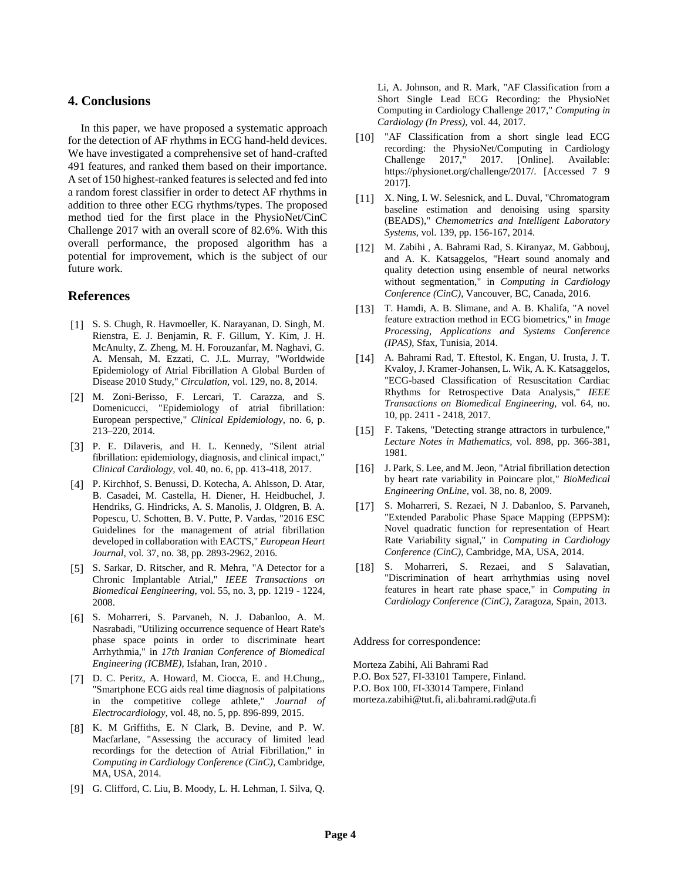## 4. Conclusions

In this paper, we have proposed a systematic approach for the detection of AF rhythms in ECG hand-held devices. We have investigated a comprehensive set of hand-crafted 491 features, and ranked them based on their importance. A set of 150 highest-ranked features is selected and fed into a random forest classifier in order to detect AF rhythms in addition to three other ECG rhythms/types. The proposed method tied for the first place in the PhysioNet/CinC Challenge 2017 with an overall score of 82.6%. With this overall performance, the proposed algorithm has a potential for improvement, which is the subject of our future work.

## References

[1] S. S. Chugh, R. Havmoeller, K. Narayanan, D. Singh, M. Rienstra, E. J. Benjamin, R. F. Gillum, Y. Kim, J. H. McAnulty, Z. Zheng, M. H. Forouzanfar, M. Naghavi, G. A. Mensah, M. Ezzati, C. J.L. Murray, "Worldwide Epidemiology of Atrial Fibrillation A Global Burden of Disease 2010 Study," *Circulation*, vol. 129, no. 8, 2014.

[2] M. Zoni-Berisso, F. Lercari, T. Carazza, and S. Domenicucci, "Epidemiology of atrial fibrillation: European perspective," *Clinical Epidemiology*, no. 6, p. 213–220, 2014.

[3] P. E. Dilaveris, and H. L. Kennedy, "Silent atrial fibrillation: epidemiology, diagnosis, and clinical impact," *Clinical Cardiology*, vol. 40, no. 6, pp. 413-418, 2017.

[4] P. Kirchhof, S. Benussi, D. Kotecha, A. Ahlsson, D. Atar, B. Casadei, M. Castella, H. Diener, H. Heidbuchel, J. Hendriks, G. Hindricks, A. S. Manolis, J. Oldgren, B. A. Popescu, U. Schotten, B. V. Putte, P. Vardas, "2016 ESC Guidelines for the management of atrial fibrillation developed in collaboration with EACTS," *European Heart Journal*, vol. 37, no. 38, pp. 2893-2962, 2016.

[5] S. Sarkar, D. Ritscher, and R. Mehra, "A Detector for a Chronic Implantable Atrial," *IEEE Transactions on Biomedical Eengineering*, vol. 55, no. 3, pp. 1219 - 1224, 2008.

[6] S. Moharreri, S. Parvaneh, N. J. Dabanloo, A. M. Nasrabadi, "Utilizing occurrence sequence of Heart Rate's phase space points in order to discriminate heart Arrhythmia," in *17th Iranian Conference of Biomedical Engineering (ICBME)*, Isfahan, Iran, 2010 .

[7] D. C. Peritz, A. Howard, M. Ciocca, E. and H.Chung,, "Smartphone ECG aids real time diagnosis of palpitations in the competitive college athlete," *Journal of Electrocardiology*, vol. 48, no. 5, pp. 896-899, 2015.

[8] K. M Griffiths, E. N Clark, B. Devine, and P. W. Macfarlane, "Assessing the accuracy of limited lead recordings for the detection of Atrial Fibrillation," in *Computing in Cardiology Conference (CinC)*, Cambridge, MA, USA, 2014.

[9] G. Clifford, C. Liu, B. Moody, L. H. Lehman, I. Silva, Q. Li, A. Johnson, and R. Mark, "AF Classification from a Short Single Lead ECG Recording: the PhysioNet Computing in Cardiology Challenge 2017," *Computing in Cardiology (In Press)*, vol. 44, 2017.

[10] "AF Classification from a short single lead ECG recording: the PhysioNet/Computing in Cardiology Challenge 2017," 2017. [Online]. Available: https://physionet.org/challenge/2017/. [Accessed 7 9 2017].

[11] X. Ning, I. W. Selesnick, and L. Duval, "Chromatogram baseline estimation and denoising using sparsity (BEADS)," *Chemometrics and Intelligent Laboratory Systems*, vol. 139, pp. 156-167, 2014.

[12] M. Zabihi , A. Bahrami Rad, S. Kiranyaz, M. Gabbouj, and A. K. Katsaggelos, "Heart sound anomaly and quality detection using ensemble of neural networks without segmentation," in *Computing in Cardiology Conference (CinC)*, Vancouver, BC, Canada, 2016.

[13] T. Hamdi, A. B. Slimane, and A. B. Khalifa, "A novel feature extraction method in ECG biometrics," in *Image Processing, Applications and Systems Conference (IPAS)*, Sfax, Tunisia, 2014.

[14] A. Bahrami Rad, T. Eftestol, K. Engan, U. Irusta, J. T. Kvaloy, J. Kramer-Johansen, L. Wik, A. K. Katsaggelos, "ECG-based Classification of Resuscitation Cardiac Rhythms for Retrospective Data Analysis," *IEEE Transactions on Biomedical Engineering*, vol. 64, no. 10, pp. 2411 - 2418, 2017.

[15] F. Takens, "Detecting strange attractors in turbulence," *Lecture Notes in Mathematics*, vol. 898, pp. 366-381, 1981.

[16] J. Park, S. Lee, and M. Jeon, "Atrial fibrillation detection by heart rate variability in Poincare plot," *BioMedical Engineering OnLine*, vol. 38, no. 8, 2009.

[17] S. Moharreri, S. Rezaei, N J. Dabanloo, S. Parvaneh, "Extended Parabolic Phase Space Mapping (EPPSM): Novel quadratic function for representation of Heart Rate Variability signal," in *Computing in Cardiology Conference (CinC)*, Cambridge, MA, USA, 2014.

[18] S. Moharreri, S. Rezaei, and S Salavatian, "Discrimination of heart arrhythmias using novel features in heart rate phase space," in *Computing in Cardiology Conference (CinC)*, Zaragoza, Spain, 2013.

Address for correspondence:

Morteza Zabihi, Ali Bahrami Rad
P.O. Box 527, FI-33101 Tampere, Finland.
P.O. Box 100, FI-33014 Tampere, Finland
morteza.zabihi@tut.fi, ali.bahrami.rad@uta.fi